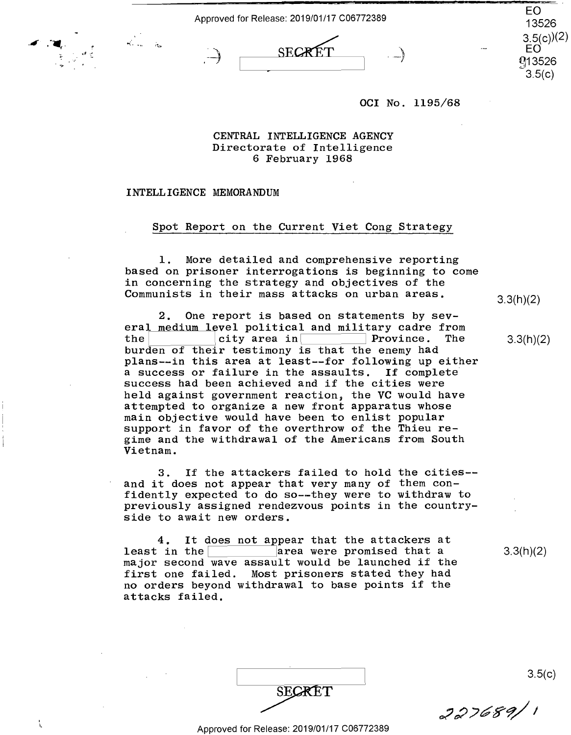SECRET

OCI No. 1195/68

CENTRAL INTELLIGENCE AGENCY
Directorate of Intelligence
6 February 1968

INTELLIGENCE MEMORANDUM

## Spot Report on the Current Viet Cong Strategy

1. More detailed and comprehensive reporting based on prisoner interrogations is beginning to come in concerning the strategy and objectives of the Communists in their mass attacks on urban areas.

2. One report is based on statements by several medium level political and military cadre from the [ ] city area in [ ] Province. The burden of their testimony is that the enemy had plans--in this area at least--for following up either a success or failure in the assaults. If complete success had been achieved and if the cities were held against government reaction, the VC would have attempted to organize a new front apparatus whose main objective would have been to enlist popular support in favor of the overthrow of the Thieu regime and the withdrawal of the Americans from South Vietnam.

3. If the attackers failed to hold the cities--and it does not appear that very many of them confidently expected to do so--they were to withdraw to previously assigned rendezvous points in the countryside to await new orders.

4. It does not appear that the attackers at least in the [ ] area were promised that a major second wave assault would be launched if the first one failed. Most prisoners stated they had no orders beyond withdrawal to base points if the attacks failed.

SECRET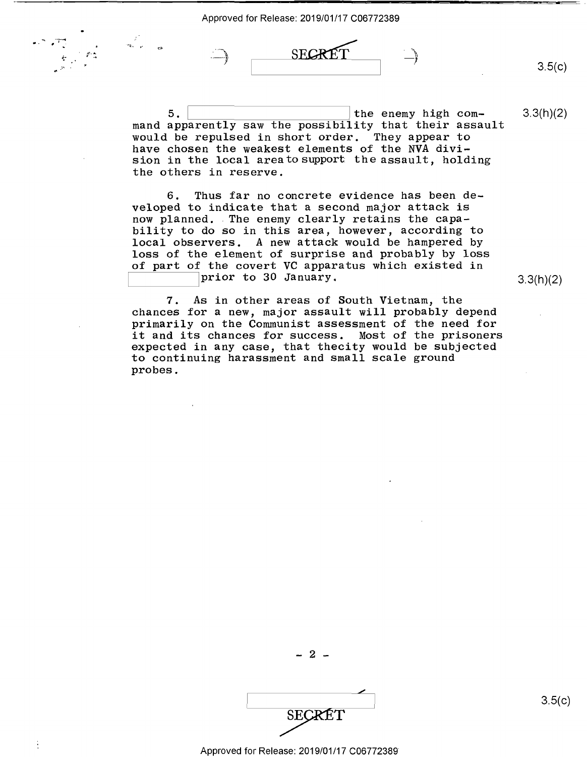SECRET

3.5(c)

5. [redacted] the enemy high command apparently saw the possibility that their assault would be repulsed in short order. They appear to have chosen the weakest elements of the NVA division in the local area to support the assault, holding the others in reserve.

3.3(h)(2)

6. Thus far no concrete evidence has been developed to indicate that a second major attack is now planned. The enemy clearly retains the capability to do so in this area, however, according to local observers. A new attack would be hampered by loss of the element of surprise and probably by loss of part of the covert VC apparatus which existed in [redacted] prior to 30 January.

3.3(h)(2)

7. As in other areas of South Vietnam, the chances for a new, major assault will probably depend primarily on the Communist assessment of the need for it and its chances for success. Most of the prisoners expected in any case, that thecity would be subjected to continuing harassment and small scale ground probes.

SECRET

3.5(c)